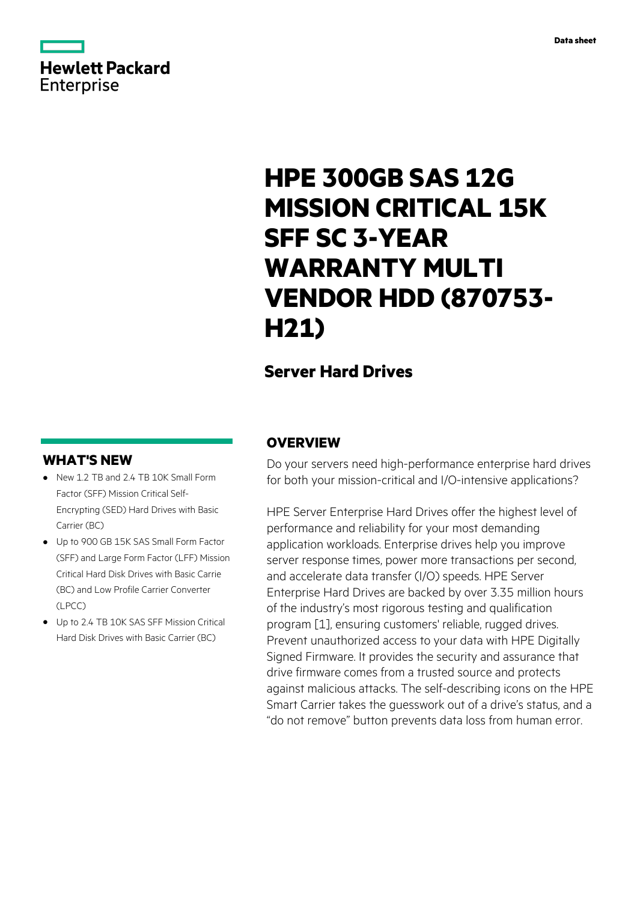Hewlett Packard Enterprise

Data sheet

# HPE 300GB SAS 12G MISSION CRITICAL 15K SFF SC 3-YEAR WARRANTY MULTI VENDOR HDD (870753-H21)

## Server Hard Drives

## OVERVIEW

Do your servers need high-performance enterprise hard drives for both your mission-critical and I/O-intensive applications?

HPE Server Enterprise Hard Drives offer the highest level of performance and reliability for your most demanding application workloads. Enterprise drives help you improve server response times, power more transactions per second, and accelerate data transfer (I/O) speeds. HPE Server Enterprise Hard Drives are backed by over 3.35 million hours of the industry's most rigorous testing and qualification program [1], ensuring customers' reliable, rugged drives. Prevent unauthorized access to your data with HPE Digitally Signed Firmware. It provides the security and assurance that drive firmware comes from a trusted source and protects against malicious attacks. The self-describing icons on the HPE Smart Carrier takes the guesswork out of a drive's status, and a "do not remove" button prevents data loss from human error.

## WHAT'S NEW

- New 1.2 TB and 2.4 TB 10K Small Form Factor (SFF) Mission Critical Self-Encrypting (SED) Hard Drives with Basic Carrier (BC)
- Up to 900 GB 15K SAS Small Form Factor (SFF) and Large Form Factor (LFF) Mission Critical Hard Disk Drives with Basic Carrie (BC) and Low Profile Carrier Converter (LPCC)
- Up to 2.4 TB 10K SAS SFF Mission Critical Hard Disk Drives with Basic Carrier (BC)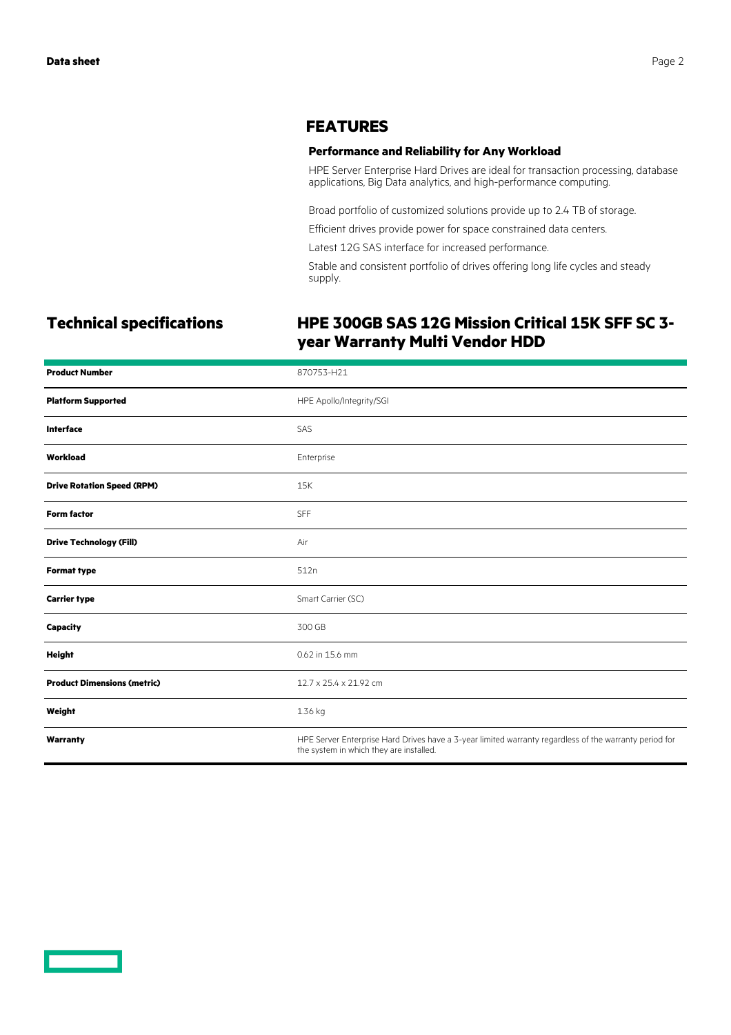## FEATURES

### Performance and Reliability for Any Workload

HPE Server Enterprise Hard Drives are ideal for transaction processing, database applications, Big Data analytics, and high-performance computing.

Broad portfolio of customized solutions provide up to 2.4 TB of storage.

Efficient drives provide power for space constrained data centers.

Latest 12G SAS interface for increased performance.

Stable and consistent portfolio of drives offering long life cycles and steady supply.

## Technical specifications

### HPE 300GB SAS 12G Mission Critical 15K SFF SC 3-year Warranty Multi Vendor HDD

| | |
|---|---|
| **Product Number** | 870753-H21 |
| **Platform Supported** | HPE Apollo/Integrity/SGI |
| **Interface** | SAS |
| **Workload** | Enterprise |
| **Drive Rotation Speed (RPM)** | 15K |
| **Form factor** | SFF |
| **Drive Technology (Fill)** | Air |
| **Format type** | 512n |
| **Carrier type** | Smart Carrier (SC) |
| **Capacity** | 300 GB |
| **Height** | 0.62 in 15.6 mm |
| **Product Dimensions (metric)** | 12.7 x 25.4 x 21.92 cm |
| **Weight** | 1.36 kg |
| **Warranty** | HPE Server Enterprise Hard Drives have a 3-year limited warranty regardless of the warranty period for the system in which they are installed. |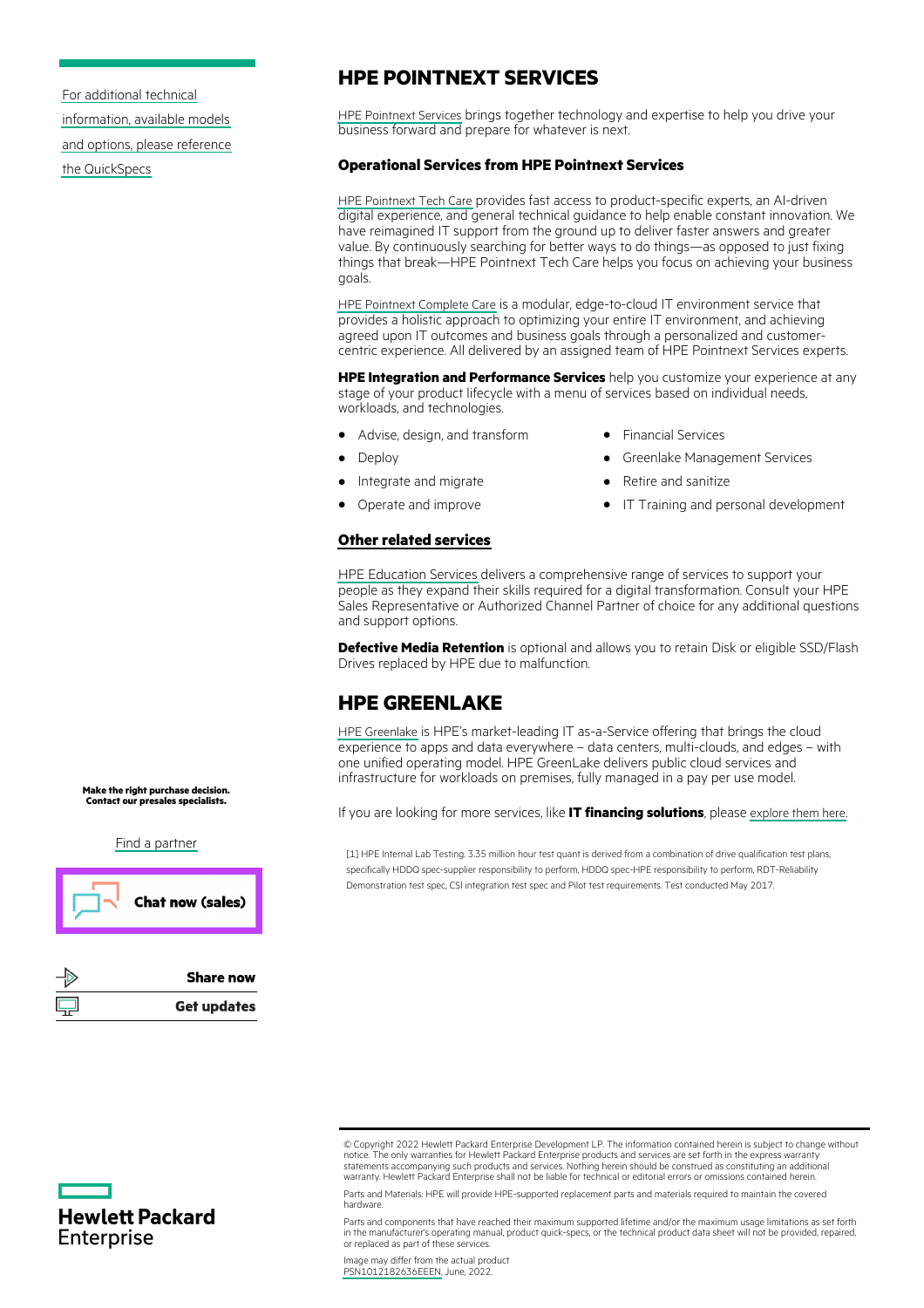For additional technical information, available models and options, please reference the QuickSpecs

## HPE POINTNEXT SERVICES

HPE Pointnext Services brings together technology and expertise to help you drive your business forward and prepare for whatever is next.

### Operational Services from HPE Pointnext Services

HPE Pointnext Tech Care provides fast access to product-specific experts, an AI-driven digital experience, and general technical guidance to help enable constant innovation. We have reimagined IT support from the ground up to deliver faster answers and greater value. By continuously searching for better ways to do things—as opposed to just fixing things that break—HPE Pointnext Tech Care helps you focus on achieving your business goals.

HPE Pointnext Complete Care is a modular, edge-to-cloud IT environment service that provides a holistic approach to optimizing your entire IT environment, and achieving agreed upon IT outcomes and business goals through a personalized and customer-centric experience. All delivered by an assigned team of HPE Pointnext Services experts.

**HPE Integration and Performance Services** help you customize your experience at any stage of your product lifecycle with a menu of services based on individual needs, workloads, and technologies.

- Advise, design, and transform
- Deploy
- Integrate and migrate
- Operate and improve
- Financial Services
- Greenlake Management Services
- Retire and sanitize
- IT Training and personal development

**Other related services**

HPE Education Services delivers a comprehensive range of services to support your people as they expand their skills required for a digital transformation. Consult your HPE Sales Representative or Authorized Channel Partner of choice for any additional questions and support options.

**Defective Media Retention** is optional and allows you to retain Disk or eligible SSD/Flash Drives replaced by HPE due to malfunction.

## HPE GREENLAKE

HPE Greenlake is HPE's market-leading IT as-a-Service offering that brings the cloud experience to apps and data everywhere – data centers, multi-clouds, and edges – with one unified operating model. HPE GreenLake delivers public cloud services and infrastructure for workloads on premises, fully managed in a pay per use model.

If you are looking for more services, like **IT financing solutions**, please explore them here.

[1] HPE Internal Lab Testing. 3.35 million hour test quant is derived from a combination of drive qualification test plans, specifically HDDQ spec-supplier responsibility to perform, HDDQ spec-HPE responsibility to perform, RDT-Reliability Demonstration test spec, CSI integration test spec and Pilot test requirements. Test conducted May 2017.

**Make the right purchase decision. Contact our presales specialists.**

Find a partner

Chat now (sales)

Share now

Get updates

© Copyright 2022 Hewlett Packard Enterprise Development LP. The information contained herein is subject to change without notice. The only warranties for Hewlett Packard Enterprise products and services are set forth in the express warranty statements accompanying such products and services. Nothing herein should be construed as constituting an additional warranty. Hewlett Packard Enterprise shall not be liable for technical or editorial errors or omissions contained herein.

Parts and Materials: HPE will provide HPE-supported replacement parts and materials required to maintain the covered hardware.

Parts and components that have reached their maximum supported lifetime and/or the maximum usage limitations as set forth in the manufacturer's operating manual, product quick-specs, or the technical product data sheet will not be provided, repaired, or replaced as part of these services.

Image may differ from the actual product

PSN1012182636EEEN, June, 2022.